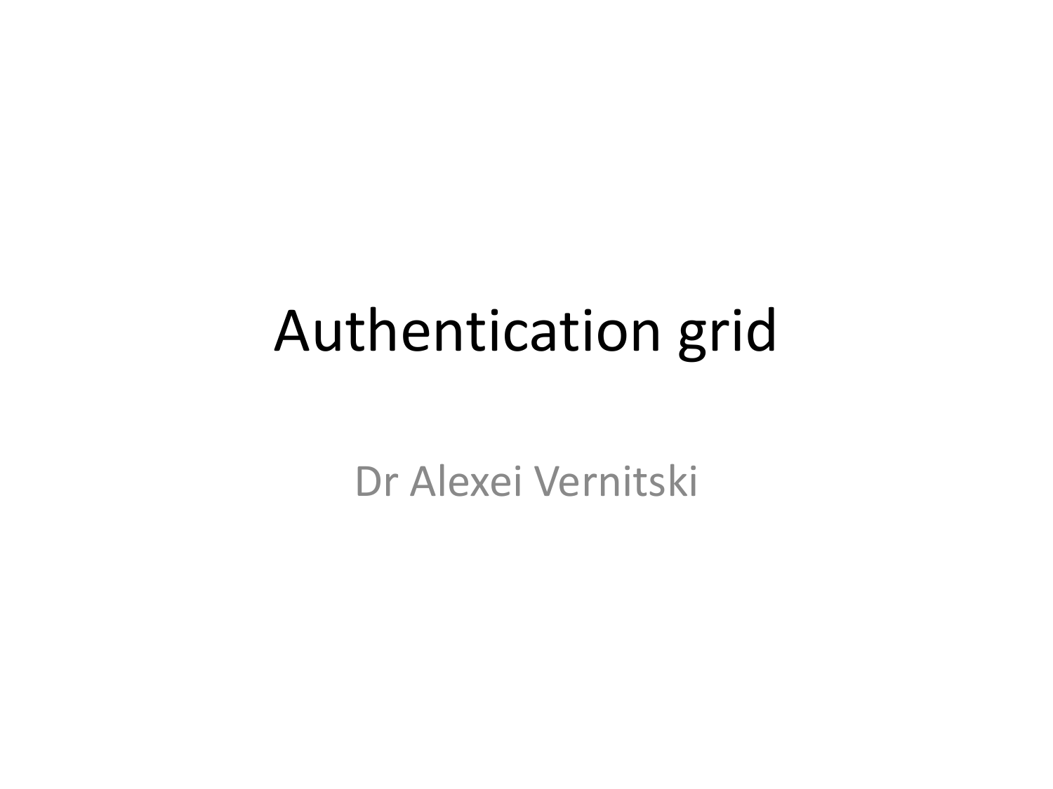# Authentication grid

Dr Alexei Vernitski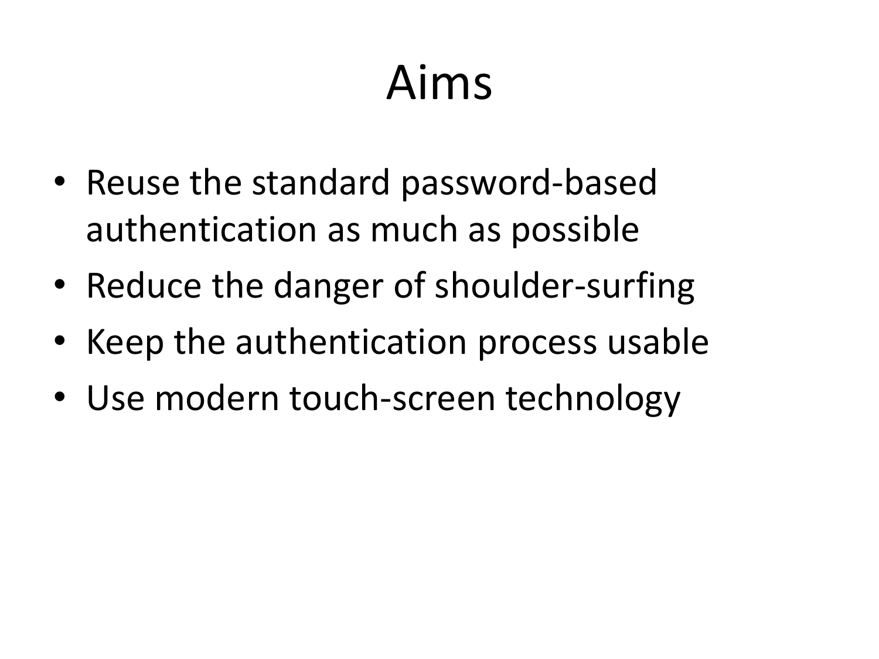# Aims

- Reuse the standard password-based authentication as much as possible
- Reduce the danger of shoulder-surfing
- Keep the authentication process usable
- Use modern touch-screen technology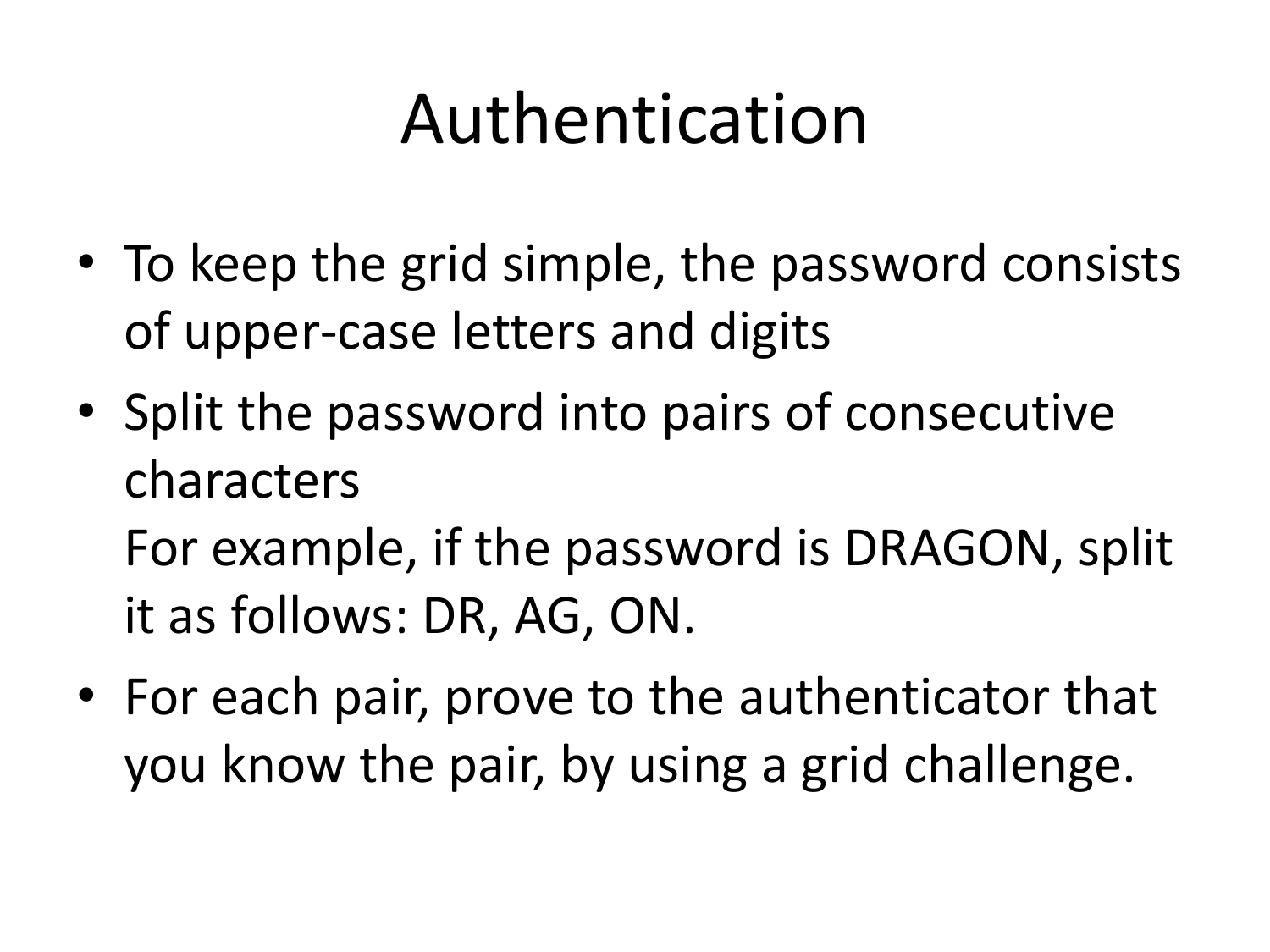# Authentication

- To keep the grid simple, the password consists of upper-case letters and digits
- Split the password into pairs of consecutive characters
  For example, if the password is DRAGON, split it as follows: DR, AG, ON.
- For each pair, prove to the authenticator that you know the pair, by using a grid challenge.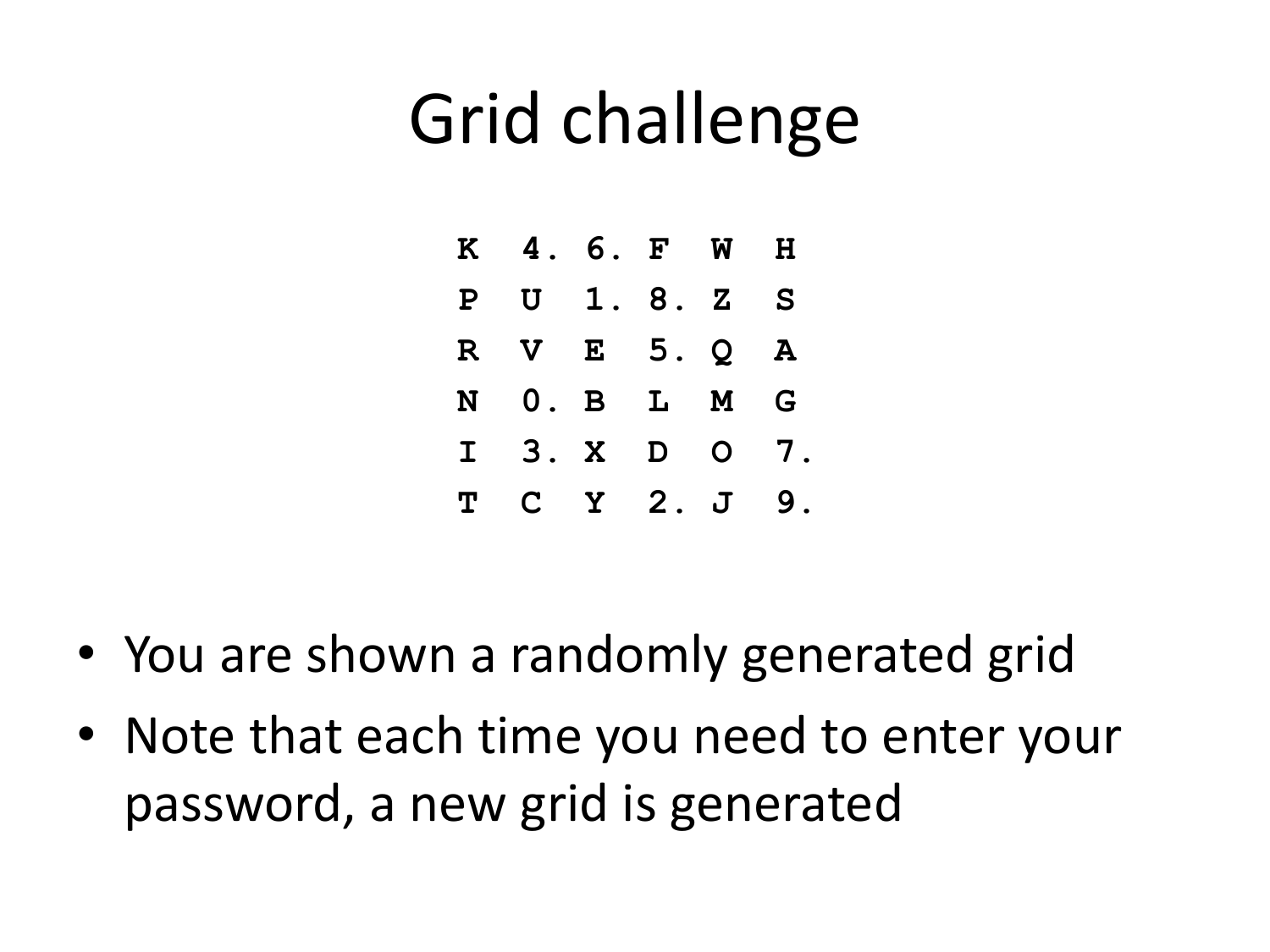# Grid challenge

```
K  4. 6. F  W  H
P  U  1. 8. Z  S
R  V  E  5. Q  A
N  0. B  L  M  G
I  3. X  D  O  7.
T  C  Y  2. J  9.
```

- You are shown a randomly generated grid
- Note that each time you need to enter your password, a new grid is generated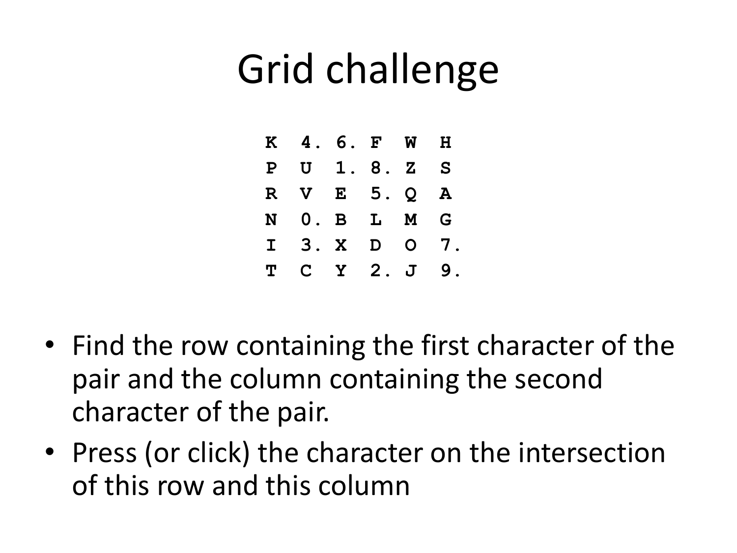# Grid challenge

```
K  4. 6. F  W  H
P  U  1. 8. Z  S
R  V  E  5. Q  A
N  0. B  L  M  G
I  3. X  D  O  7.
T  C  Y  2. J  9.
```

- Find the row containing the first character of the pair and the column containing the second character of the pair.
- Press (or click) the character on the intersection of this row and this column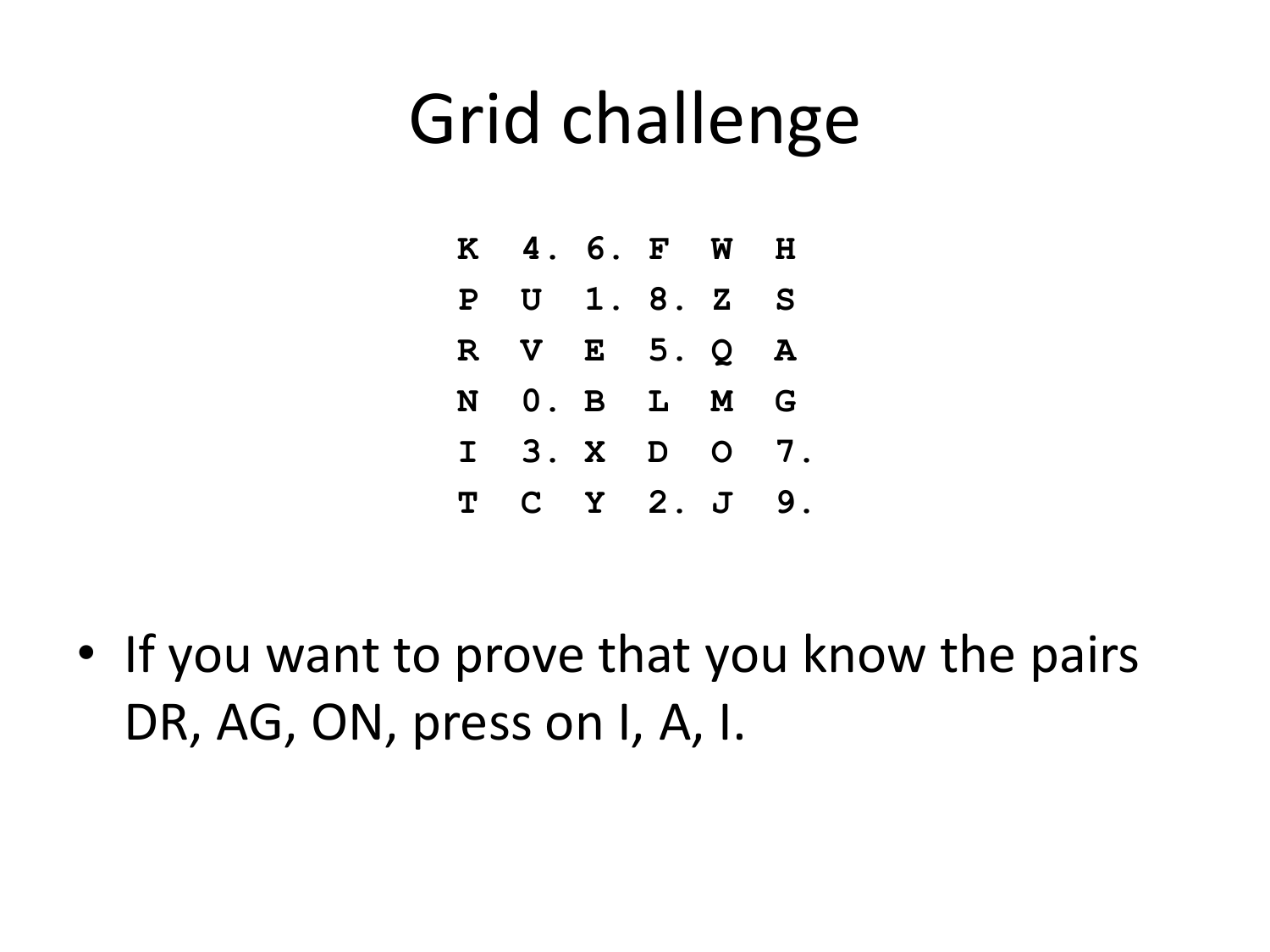# Grid challenge

```
K  4. 6. F  W  H
P  U  1. 8. Z  S
R  V  E  5. Q  A
N  0. B  L  M  G
I  3. X  D  O  7.
T  C  Y  2. J  9.
```

- If you want to prove that you know the pairs DR, AG, ON, press on I, A, I.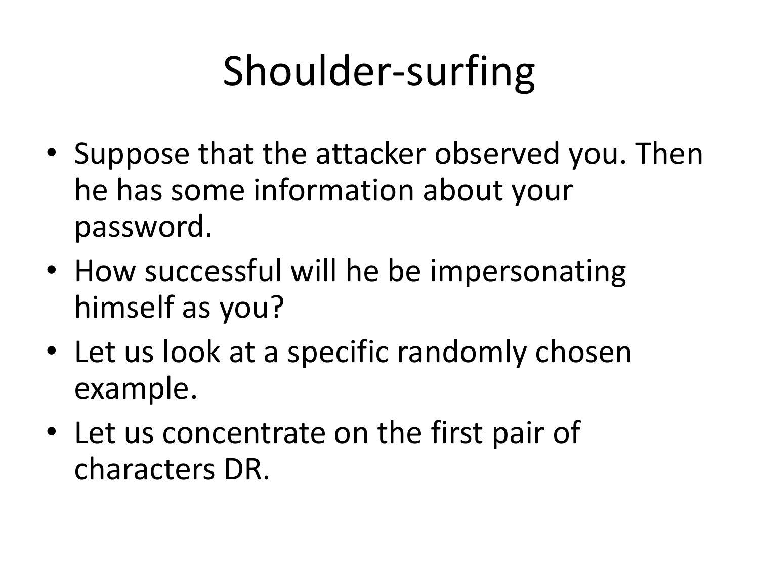# Shoulder-surfing

- Suppose that the attacker observed you. Then he has some information about your password.
- How successful will he be impersonating himself as you?
- Let us look at a specific randomly chosen example.
- Let us concentrate on the first pair of characters DR.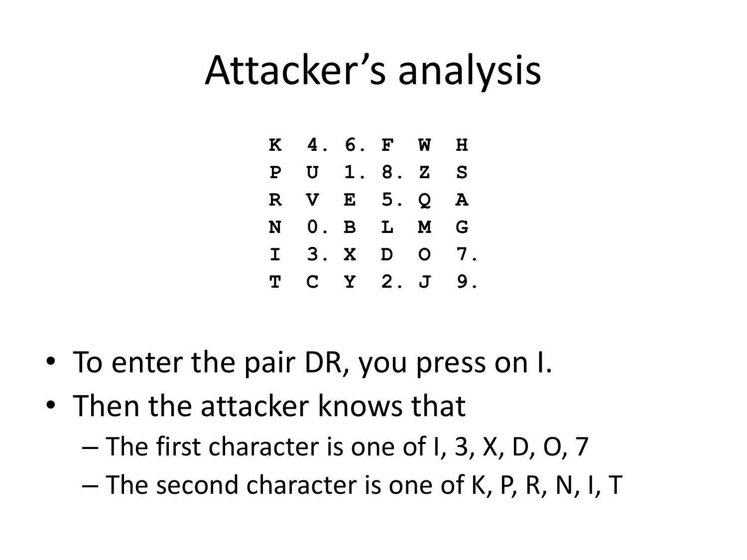# Attacker's analysis

```
K  4. 6. F  W  H
P  U  1. 8. Z  S
R  V  E  5. Q  A
N  0. B  L  M  G
I  3. X  D  O  7.
T  C  Y  2. J  9.
```

- To enter the pair DR, you press on I.
- Then the attacker knows that
  - The first character is one of I, 3, X, D, O, 7
  - The second character is one of K, P, R, N, I, T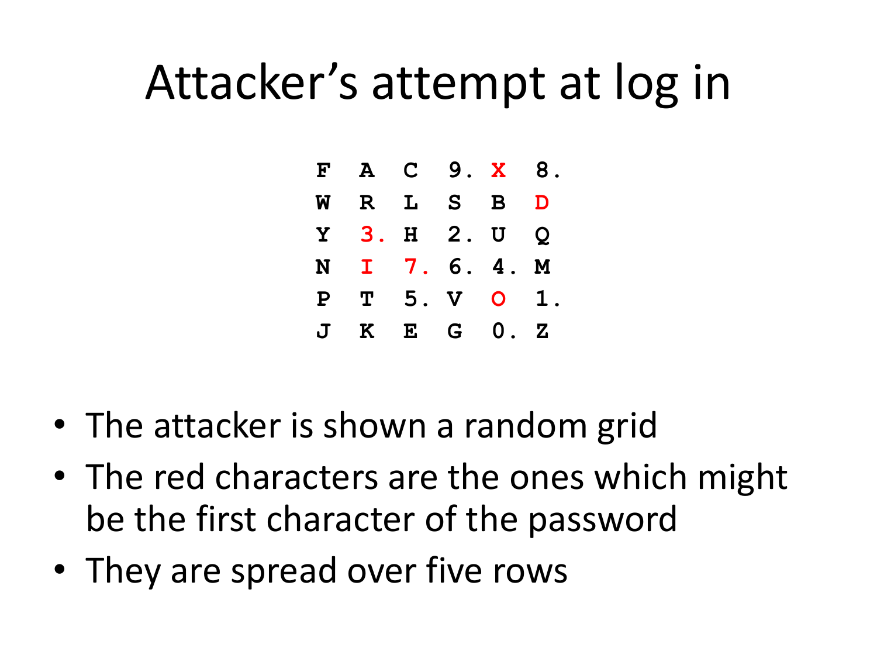# Attacker’s attempt at log in

|   |   |   |   |   |   |
|---|---|---|---|---|---|
| F | A | C | 9. | X | 8. |
| W | R | L | S | B | D |
| Y | 3. | H | 2. | U | Q |
| N | I | 7. | 6. | 4. | M |
| P | T | 5. | V | O | 1. |
| J | K | E | G | 0. | Z |

- The attacker is shown a random grid
- The red characters are the ones which might be the first character of the password
- They are spread over five rows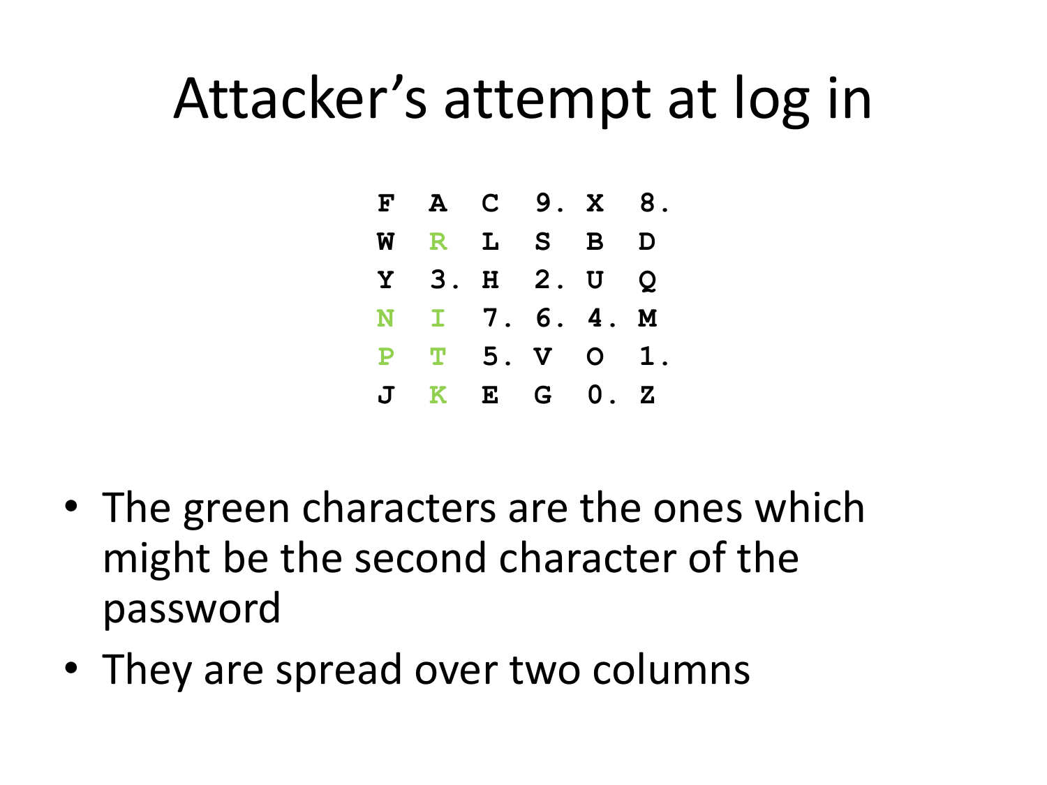# Attacker's attempt at log in

```
F  A  C  9. X  8.
W  R  L  S  B  D
Y  3. H  2. U  Q
N  I  7. 6. 4. M
P  T  5. V  O  1.
J  K  E  G  0. Z
```

- The green characters are the ones which might be the second character of the password
- They are spread over two columns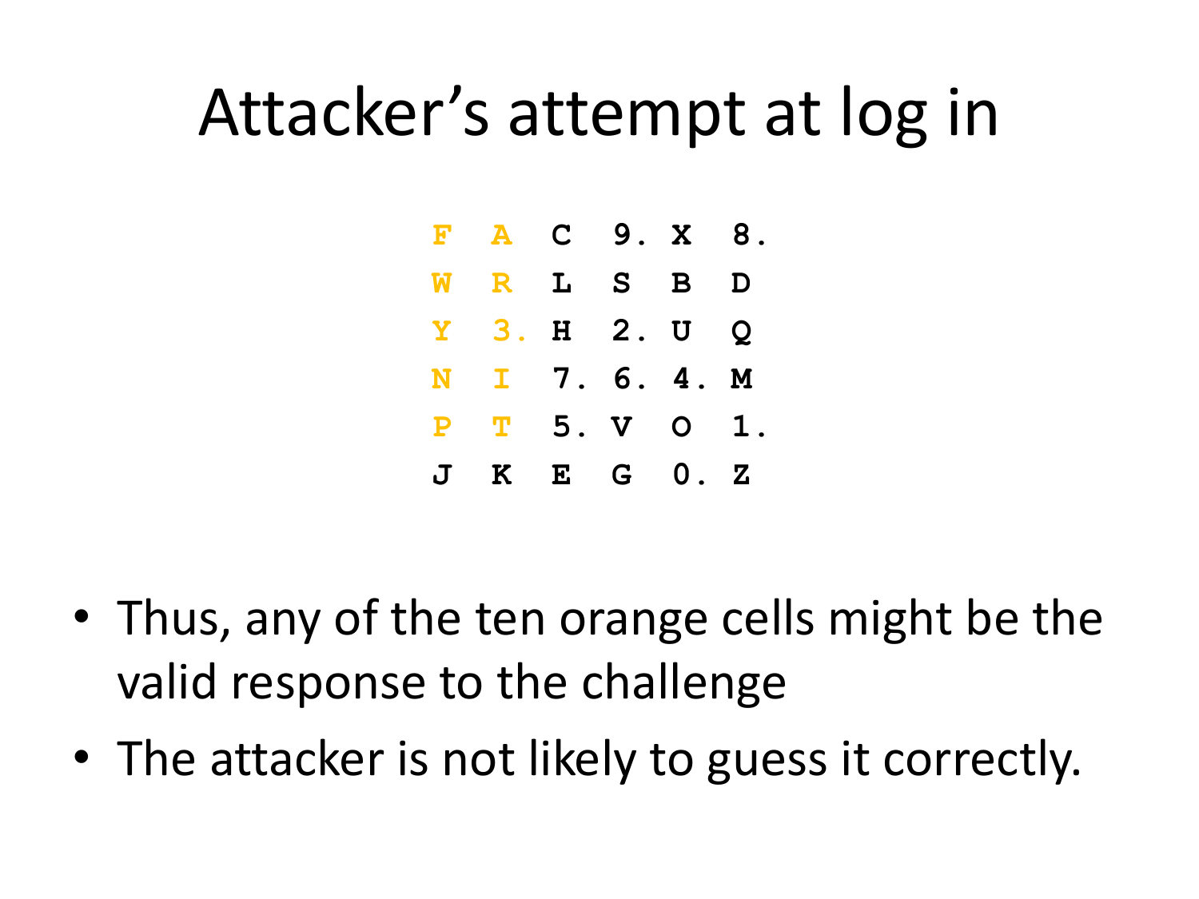# Attacker's attempt at log in

| | | | | | |
|---|---|---|---|---|---|
| **F** | **A** | **C** | **9.** | **X** | **8.** |
| **W** | **R** | **L** | **S** | **B** | **D** |
| **Y** | **3.** | **H** | **2.** | **U** | **Q** |
| **N** | **I** | **7.** | **6.** | **4.** | **M** |
| **P** | **T** | **5.** | **V** | **O** | **1.** |
| **J** | **K** | **E** | **G** | **0.** | **Z** |

- Thus, any of the ten orange cells might be the valid response to the challenge
- The attacker is not likely to guess it correctly.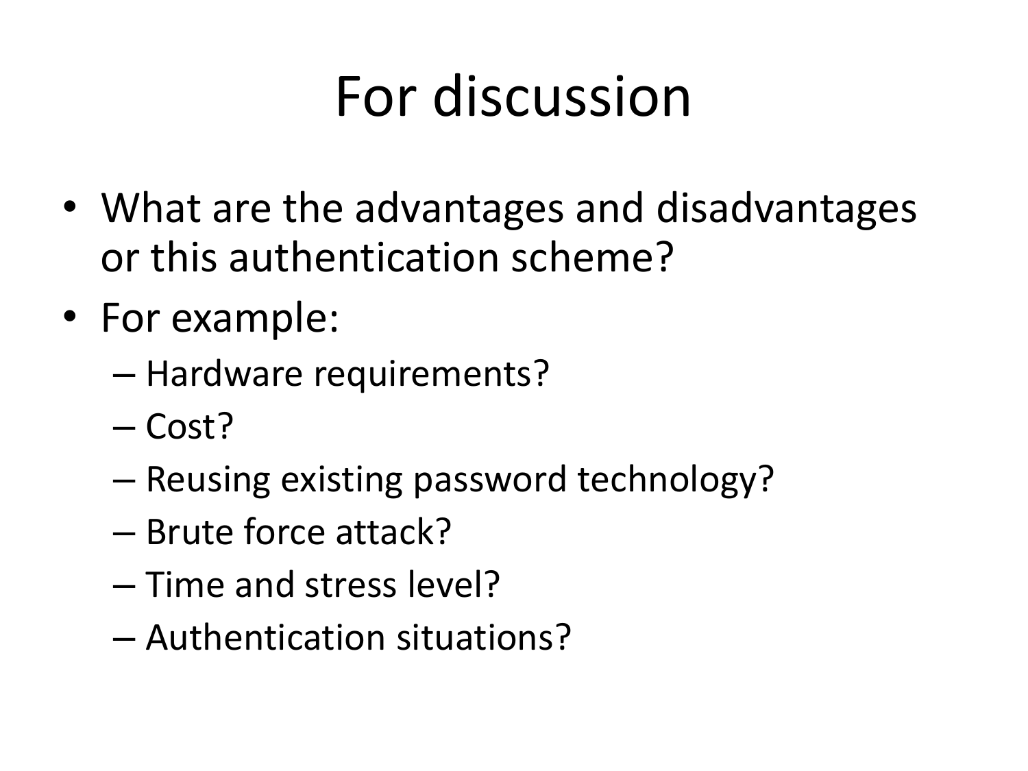# For discussion

- What are the advantages and disadvantages or this authentication scheme?
- For example:
  - Hardware requirements?
  - Cost?
  - Reusing existing password technology?
  - Brute force attack?
  - Time and stress level?
  - Authentication situations?